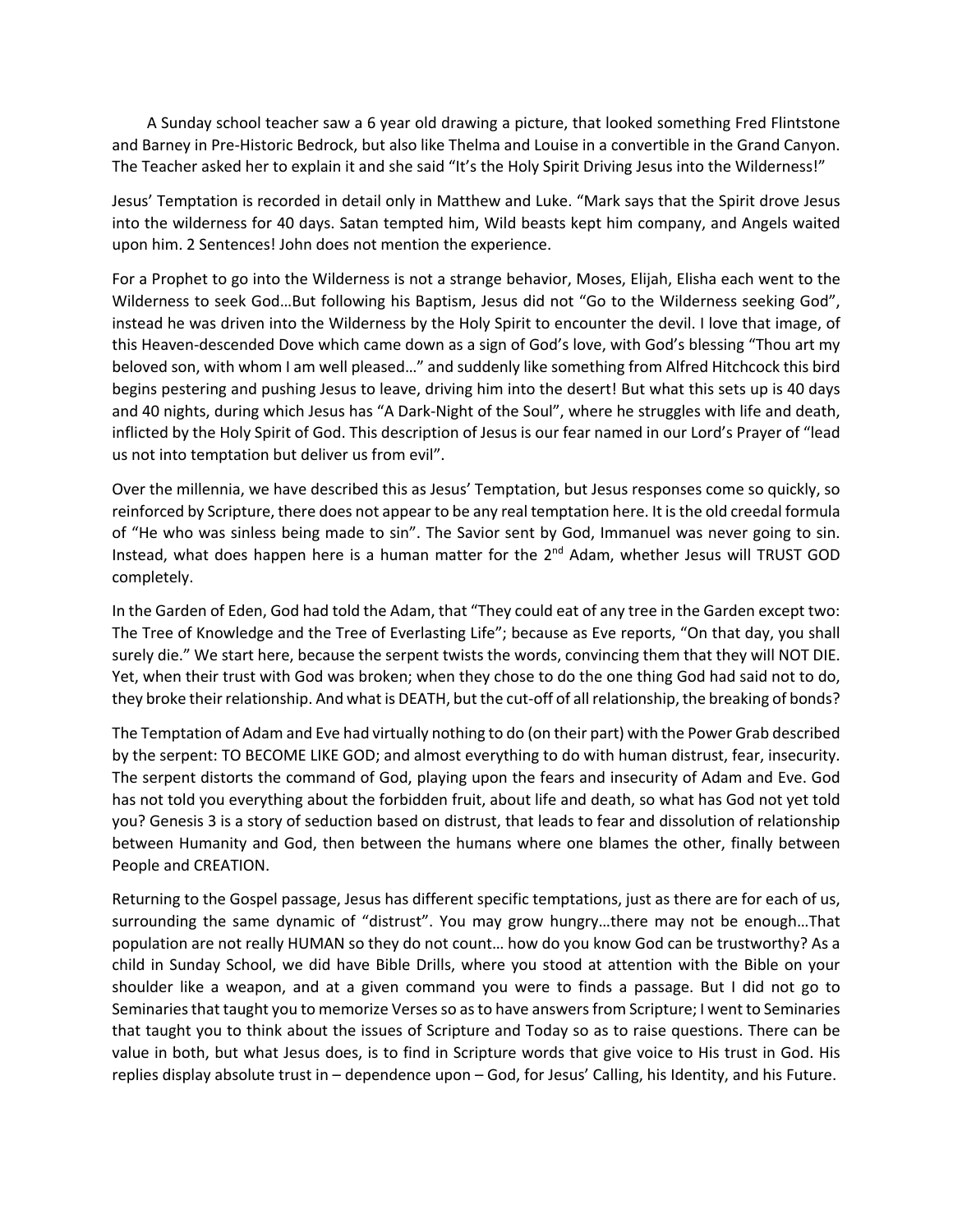A Sunday school teacher saw a 6 year old drawing a picture, that looked something Fred Flintstone and Barney in Pre-Historic Bedrock, but also like Thelma and Louise in a convertible in the Grand Canyon. The Teacher asked her to explain it and she said "It's the Holy Spirit Driving Jesus into the Wilderness!"

Jesus' Temptation is recorded in detail only in Matthew and Luke. "Mark says that the Spirit drove Jesus into the wilderness for 40 days. Satan tempted him, Wild beasts kept him company, and Angels waited upon him. 2 Sentences! John does not mention the experience.

For a Prophet to go into the Wilderness is not a strange behavior, Moses, Elijah, Elisha each went to the Wilderness to seek God…But following his Baptism, Jesus did not "Go to the Wilderness seeking God", instead he was driven into the Wilderness by the Holy Spirit to encounter the devil. I love that image, of this Heaven-descended Dove which came down as a sign of God's love, with God's blessing "Thou art my beloved son, with whom I am well pleased…" and suddenly like something from Alfred Hitchcock this bird begins pestering and pushing Jesus to leave, driving him into the desert! But what this sets up is 40 days and 40 nights, during which Jesus has "A Dark-Night of the Soul", where he struggles with life and death, inflicted by the Holy Spirit of God. This description of Jesus is our fear named in our Lord's Prayer of "lead us not into temptation but deliver us from evil".

Over the millennia, we have described this as Jesus' Temptation, but Jesus responses come so quickly, so reinforced by Scripture, there does not appear to be any real temptation here. It is the old creedal formula of "He who was sinless being made to sin". The Savior sent by God, Immanuel was never going to sin. Instead, what does happen here is a human matter for the 2nd Adam, whether Jesus will TRUST GOD completely.

In the Garden of Eden, God had told the Adam, that "They could eat of any tree in the Garden except two: The Tree of Knowledge and the Tree of Everlasting Life"; because as Eve reports, "On that day, you shall surely die." We start here, because the serpent twists the words, convincing them that they will NOT DIE. Yet, when their trust with God was broken; when they chose to do the one thing God had said not to do, they broke their relationship. And what is DEATH, but the cut-off of all relationship, the breaking of bonds?

The Temptation of Adam and Eve had virtually nothing to do (on their part) with the Power Grab described by the serpent: TO BECOME LIKE GOD; and almost everything to do with human distrust, fear, insecurity. The serpent distorts the command of God, playing upon the fears and insecurity of Adam and Eve. God has not told you everything about the forbidden fruit, about life and death, so what has God not yet told you? Genesis 3 is a story of seduction based on distrust, that leads to fear and dissolution of relationship between Humanity and God, then between the humans where one blames the other, finally between People and CREATION.

Returning to the Gospel passage, Jesus has different specific temptations, just as there are for each of us, surrounding the same dynamic of "distrust". You may grow hungry…there may not be enough…That population are not really HUMAN so they do not count… how do you know God can be trustworthy? As a child in Sunday School, we did have Bible Drills, where you stood at attention with the Bible on your shoulder like a weapon, and at a given command you were to finds a passage. But I did not go to Seminaries that taught you to memorize Verses so as to have answers from Scripture; I went to Seminaries that taught you to think about the issues of Scripture and Today so as to raise questions. There can be value in both, but what Jesus does, is to find in Scripture words that give voice to His trust in God. His replies display absolute trust in – dependence upon – God, for Jesus' Calling, his Identity, and his Future.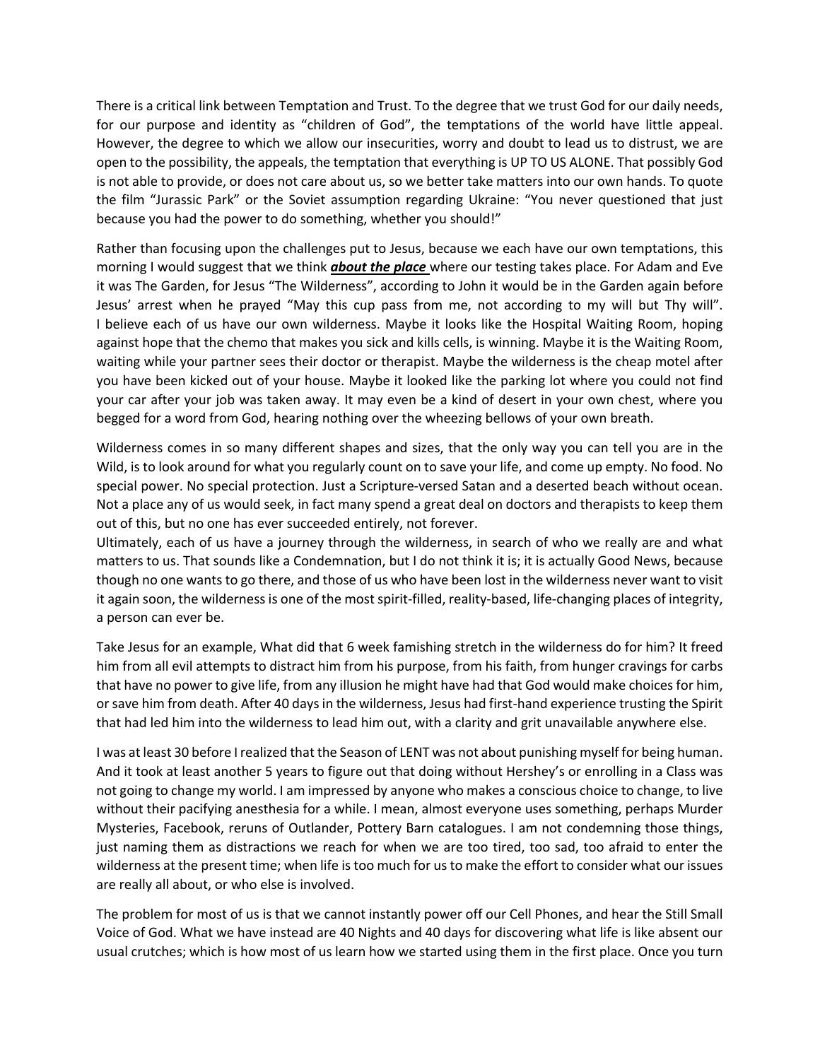There is a critical link between Temptation and Trust. To the degree that we trust God for our daily needs, for our purpose and identity as "children of God", the temptations of the world have little appeal. However, the degree to which we allow our insecurities, worry and doubt to lead us to distrust, we are open to the possibility, the appeals, the temptation that everything is UP TO US ALONE. That possibly God is not able to provide, or does not care about us, so we better take matters into our own hands. To quote the film "Jurassic Park" or the Soviet assumption regarding Ukraine: "You never questioned that just because you had the power to do something, whether you should!"

Rather than focusing upon the challenges put to Jesus, because we each have our own temptations, this morning I would suggest that we think ***about the place*** where our testing takes place. For Adam and Eve it was The Garden, for Jesus "The Wilderness", according to John it would be in the Garden again before Jesus' arrest when he prayed "May this cup pass from me, not according to my will but Thy will". I believe each of us have our own wilderness. Maybe it looks like the Hospital Waiting Room, hoping against hope that the chemo that makes you sick and kills cells, is winning. Maybe it is the Waiting Room, waiting while your partner sees their doctor or therapist. Maybe the wilderness is the cheap motel after you have been kicked out of your house. Maybe it looked like the parking lot where you could not find your car after your job was taken away. It may even be a kind of desert in your own chest, where you begged for a word from God, hearing nothing over the wheezing bellows of your own breath.

Wilderness comes in so many different shapes and sizes, that the only way you can tell you are in the Wild, is to look around for what you regularly count on to save your life, and come up empty. No food. No special power. No special protection. Just a Scripture-versed Satan and a deserted beach without ocean. Not a place any of us would seek, in fact many spend a great deal on doctors and therapists to keep them out of this, but no one has ever succeeded entirely, not forever.

Ultimately, each of us have a journey through the wilderness, in search of who we really are and what matters to us. That sounds like a Condemnation, but I do not think it is; it is actually Good News, because though no one wants to go there, and those of us who have been lost in the wilderness never want to visit it again soon, the wilderness is one of the most spirit-filled, reality-based, life-changing places of integrity, a person can ever be.

Take Jesus for an example, What did that 6 week famishing stretch in the wilderness do for him? It freed him from all evil attempts to distract him from his purpose, from his faith, from hunger cravings for carbs that have no power to give life, from any illusion he might have had that God would make choices for him, or save him from death. After 40 days in the wilderness, Jesus had first-hand experience trusting the Spirit that had led him into the wilderness to lead him out, with a clarity and grit unavailable anywhere else.

I was at least 30 before I realized that the Season of LENT was not about punishing myself for being human. And it took at least another 5 years to figure out that doing without Hershey's or enrolling in a Class was not going to change my world. I am impressed by anyone who makes a conscious choice to change, to live without their pacifying anesthesia for a while. I mean, almost everyone uses something, perhaps Murder Mysteries, Facebook, reruns of Outlander, Pottery Barn catalogues. I am not condemning those things, just naming them as distractions we reach for when we are too tired, too sad, too afraid to enter the wilderness at the present time; when life is too much for us to make the effort to consider what our issues are really all about, or who else is involved.

The problem for most of us is that we cannot instantly power off our Cell Phones, and hear the Still Small Voice of God. What we have instead are 40 Nights and 40 days for discovering what life is like absent our usual crutches; which is how most of us learn how we started using them in the first place. Once you turn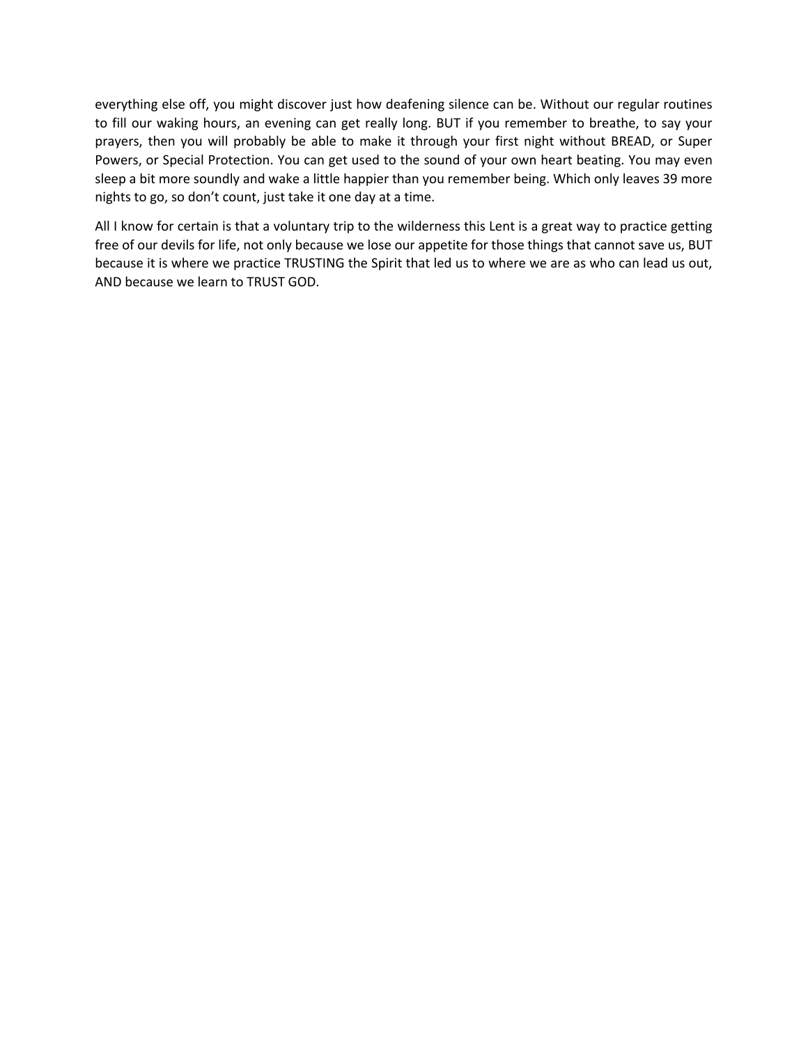everything else off, you might discover just how deafening silence can be. Without our regular routines to fill our waking hours, an evening can get really long. BUT if you remember to breathe, to say your prayers, then you will probably be able to make it through your first night without BREAD, or Super Powers, or Special Protection. You can get used to the sound of your own heart beating. You may even sleep a bit more soundly and wake a little happier than you remember being. Which only leaves 39 more nights to go, so don't count, just take it one day at a time.

All I know for certain is that a voluntary trip to the wilderness this Lent is a great way to practice getting free of our devils for life, not only because we lose our appetite for those things that cannot save us, BUT because it is where we practice TRUSTING the Spirit that led us to where we are as who can lead us out, AND because we learn to TRUST GOD.